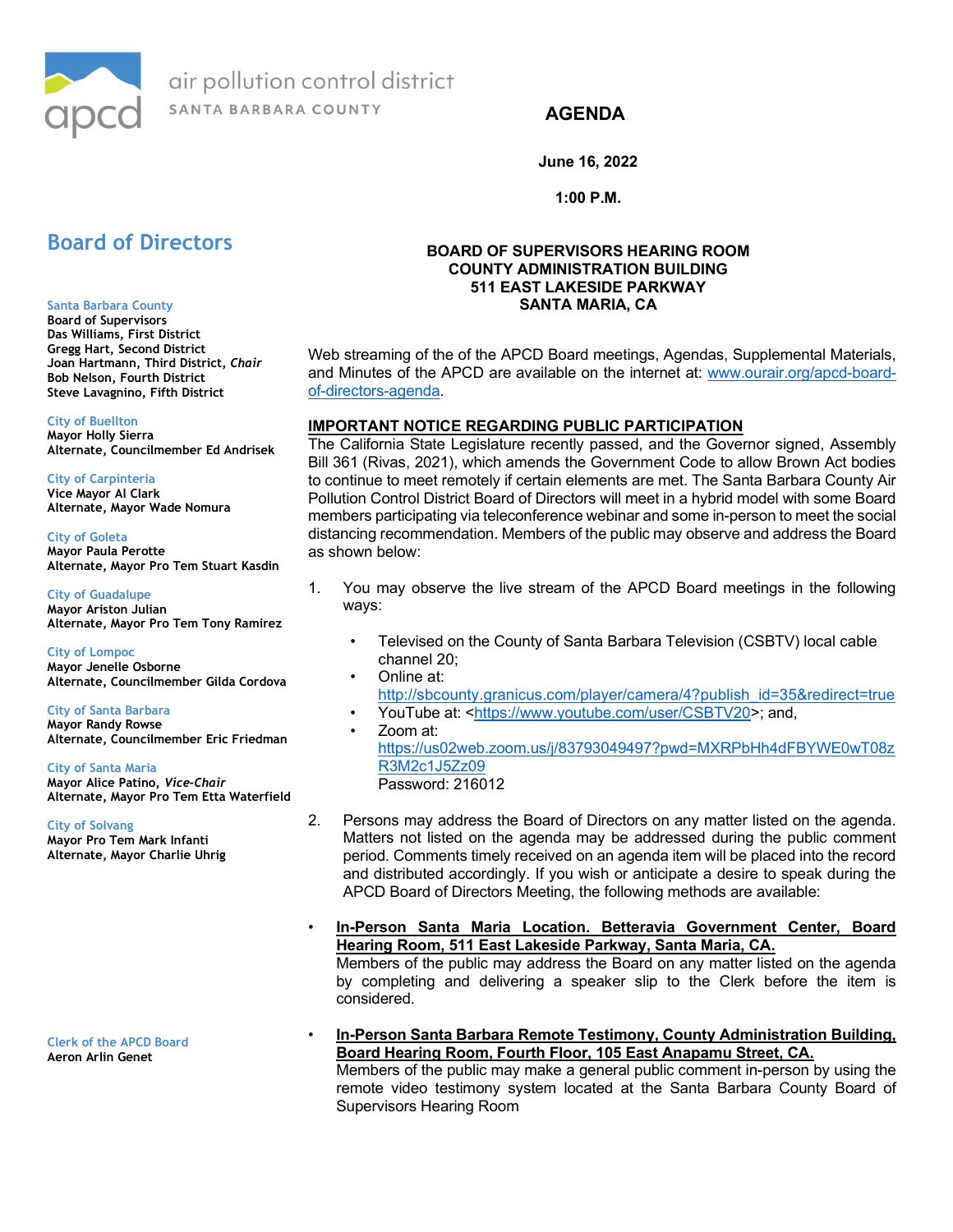air pollution control district
SANTA BARBARA COUNTY

# AGENDA

**June 16, 2022**

**1:00 P.M.**

**BOARD OF SUPERVISORS HEARING ROOM**
**COUNTY ADMINISTRATION BUILDING**
**511 EAST LAKESIDE PARKWAY**
**SANTA MARIA, CA**

## Board of Directors

**Santa Barbara County**
**Board of Supervisors**
**Das Williams, First District**
**Gregg Hart, Second District**
**Joan Hartmann, Third District, *Chair***
**Bob Nelson, Fourth District**
**Steve Lavagnino, Fifth District**

**City of Buellton**
**Mayor Holly Sierra**
**Alternate, Councilmember Ed Andrisek**

**City of Carpinteria**
**Vice Mayor Al Clark**
**Alternate, Mayor Wade Nomura**

**City of Goleta**
**Mayor Paula Perotte**
**Alternate, Mayor Pro Tem Stuart Kasdin**

**City of Guadalupe**
**Mayor Ariston Julian**
**Alternate, Mayor Pro Tem Tony Ramirez**

**City of Lompoc**
**Mayor Jenelle Osborne**
**Alternate, Councilmember Gilda Cordova**

**City of Santa Barbara**
**Mayor Randy Rowse**
**Alternate, Councilmember Eric Friedman**

**City of Santa Maria**
**Mayor Alice Patino, *Vice-Chair***
**Alternate, Mayor Pro Tem Etta Waterfield**

**City of Solvang**
**Mayor Pro Tem Mark Infanti**
**Alternate, Mayor Charlie Uhrig**

**Clerk of the APCD Board**
**Aeron Arlin Genet**

Web streaming of the of the APCD Board meetings, Agendas, Supplemental Materials, and Minutes of the APCD are available on the internet at: www.ourair.org/apcd-board-of-directors-agenda.

**IMPORTANT NOTICE REGARDING PUBLIC PARTICIPATION**

The California State Legislature recently passed, and the Governor signed, Assembly Bill 361 (Rivas, 2021), which amends the Government Code to allow Brown Act bodies to continue to meet remotely if certain elements are met. The Santa Barbara County Air Pollution Control District Board of Directors will meet in a hybrid model with some Board members participating via teleconference webinar and some in-person to meet the social distancing recommendation. Members of the public may observe and address the Board as shown below:

1. You may observe the live stream of the APCD Board meetings in the following ways:
   - Televised on the County of Santa Barbara Television (CSBTV) local cable channel 20;
   - Online at: http://sbcounty.granicus.com/player/camera/4?publish_id=35&redirect=true
   - YouTube at: <https://www.youtube.com/user/CSBTV20>; and,
   - Zoom at: https://us02web.zoom.us/j/83793049497?pwd=MXRPbHh4dFBYWE0wT08zR3M2c1J5Zz09
     Password: 216012

2. Persons may address the Board of Directors on any matter listed on the agenda. Matters not listed on the agenda may be addressed during the public comment period. Comments timely received on an agenda item will be placed into the record and distributed accordingly. If you wish or anticipate a desire to speak during the APCD Board of Directors Meeting, the following methods are available:

- **In-Person Santa Maria Location. Betteravia Government Center, Board Hearing Room, 511 East Lakeside Parkway, Santa Maria, CA.**
  Members of the public may address the Board on any matter listed on the agenda by completing and delivering a speaker slip to the Clerk before the item is considered.

- **In-Person Santa Barbara Remote Testimony, County Administration Building, Board Hearing Room, Fourth Floor, 105 East Anapamu Street, CA.**
  Members of the public may make a general public comment in-person by using the remote video testimony system located at the Santa Barbara County Board of Supervisors Hearing Room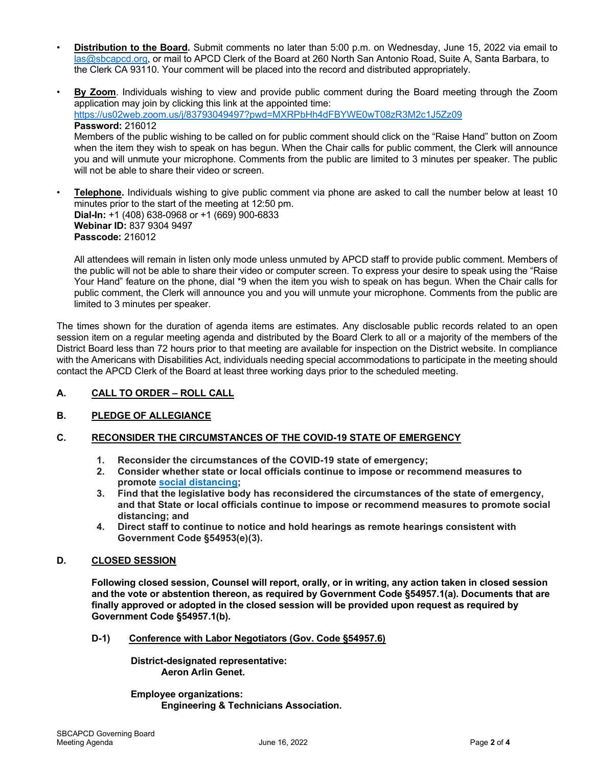- **Distribution to the Board.** Submit comments no later than 5:00 p.m. on Wednesday, June 15, 2022 via email to las@sbcapcd.org, or mail to APCD Clerk of the Board at 260 North San Antonio Road, Suite A, Santa Barbara, to the Clerk CA 93110. Your comment will be placed into the record and distributed appropriately.

- **By Zoom**. Individuals wishing to view and provide public comment during the Board meeting through the Zoom application may join by clicking this link at the appointed time:
  https://us02web.zoom.us/j/83793049497?pwd=MXRPbHh4dFBYWE0wT08zR3M2c1J5Zz09
  **Password:** 216012
  Members of the public wishing to be called on for public comment should click on the "Raise Hand" button on Zoom when the item they wish to speak on has begun. When the Chair calls for public comment, the Clerk will announce you and will unmute your microphone. Comments from the public are limited to 3 minutes per speaker. The public will not be able to share their video or screen.

- **Telephone.** Individuals wishing to give public comment via phone are asked to call the number below at least 10 minutes prior to the start of the meeting at 12:50 pm.
  **Dial-In:** +1 (408) 638-0968 or +1 (669) 900-6833
  **Webinar ID:** 837 9304 9497
  **Passcode:** 216012

  All attendees will remain in listen only mode unless unmuted by APCD staff to provide public comment. Members of the public will not be able to share their video or computer screen. To express your desire to speak using the "Raise Your Hand" feature on the phone, dial *9 when the item you wish to speak on has begun. When the Chair calls for public comment, the Clerk will announce you and you will unmute your microphone. Comments from the public are limited to 3 minutes per speaker.

The times shown for the duration of agenda items are estimates. Any disclosable public records related to an open session item on a regular meeting agenda and distributed by the Board Clerk to all or a majority of the members of the District Board less than 72 hours prior to that meeting are available for inspection on the District website. In compliance with the Americans with Disabilities Act, individuals needing special accommodations to participate in the meeting should contact the APCD Clerk of the Board at least three working days prior to the scheduled meeting.

## A. CALL TO ORDER – ROLL CALL

## B. PLEDGE OF ALLEGIANCE

## C. RECONSIDER THE CIRCUMSTANCES OF THE COVID-19 STATE OF EMERGENCY

1. **Reconsider the circumstances of the COVID-19 state of emergency;**
2. **Consider whether state or local officials continue to impose or recommend measures to promote social distancing;**
3. **Find that the legislative body has reconsidered the circumstances of the state of emergency, and that State or local officials continue to impose or recommend measures to promote social distancing; and**
4. **Direct staff to continue to notice and hold hearings as remote hearings consistent with Government Code §54953(e)(3).**

## D. CLOSED SESSION

**Following closed session, Counsel will report, orally, or in writing, any action taken in closed session and the vote or abstention thereon, as required by Government Code §54957.1(a). Documents that are finally approved or adopted in the closed session will be provided upon request as required by Government Code §54957.1(b).**

### D-1) Conference with Labor Negotiators (Gov. Code §54957.6)

**District-designated representative:**
**Aeron Arlin Genet.**

**Employee organizations:**
**Engineering & Technicians Association.**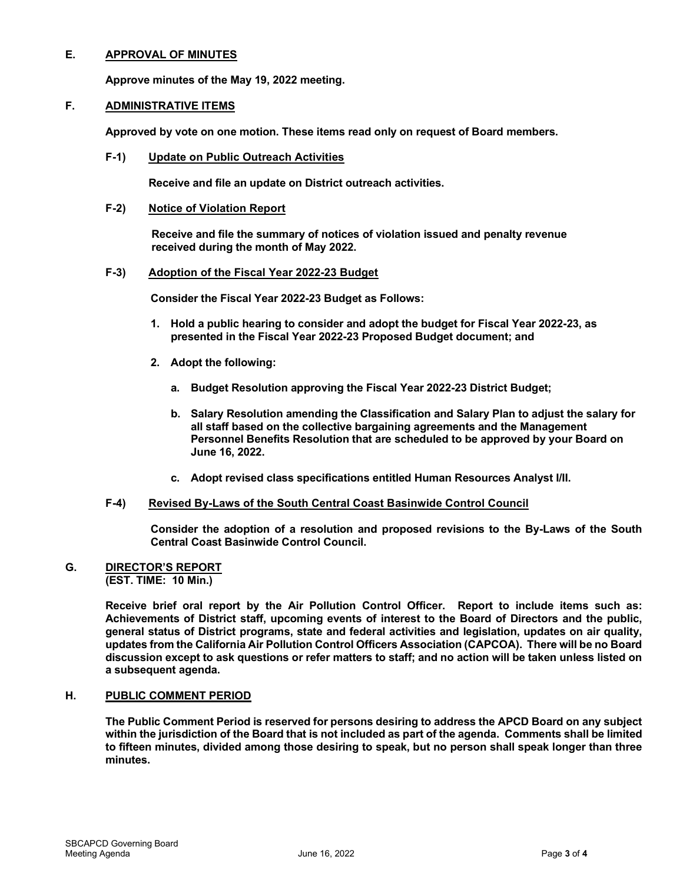## E. APPROVAL OF MINUTES

**Approve minutes of the May 19, 2022 meeting.**

## F. ADMINISTRATIVE ITEMS

**Approved by vote on one motion. These items read only on request of Board members.**

### F-1) Update on Public Outreach Activities

**Receive and file an update on District outreach activities.**

### F-2) Notice of Violation Report

**Receive and file the summary of notices of violation issued and penalty revenue received during the month of May 2022.**

### F-3) Adoption of the Fiscal Year 2022-23 Budget

**Consider the Fiscal Year 2022-23 Budget as Follows:**

1. **Hold a public hearing to consider and adopt the budget for Fiscal Year 2022-23, as presented in the Fiscal Year 2022-23 Proposed Budget document; and**
2. **Adopt the following:**
   a. **Budget Resolution approving the Fiscal Year 2022-23 District Budget;**
   b. **Salary Resolution amending the Classification and Salary Plan to adjust the salary for all staff based on the collective bargaining agreements and the Management Personnel Benefits Resolution that are scheduled to be approved by your Board on June 16, 2022.**
   c. **Adopt revised class specifications entitled Human Resources Analyst I/II.**

### F-4) Revised By-Laws of the South Central Coast Basinwide Control Council

**Consider the adoption of a resolution and proposed revisions to the By-Laws of the South Central Coast Basinwide Control Council.**

## G. DIRECTOR'S REPORT
**(EST. TIME: 10 Min.)**

**Receive brief oral report by the Air Pollution Control Officer. Report to include items such as: Achievements of District staff, upcoming events of interest to the Board of Directors and the public, general status of District programs, state and federal activities and legislation, updates on air quality, updates from the California Air Pollution Control Officers Association (CAPCOA). There will be no Board discussion except to ask questions or refer matters to staff; and no action will be taken unless listed on a subsequent agenda.**

## H. PUBLIC COMMENT PERIOD

**The Public Comment Period is reserved for persons desiring to address the APCD Board on any subject within the jurisdiction of the Board that is not included as part of the agenda. Comments shall be limited to fifteen minutes, divided among those desiring to speak, but no person shall speak longer than three minutes.**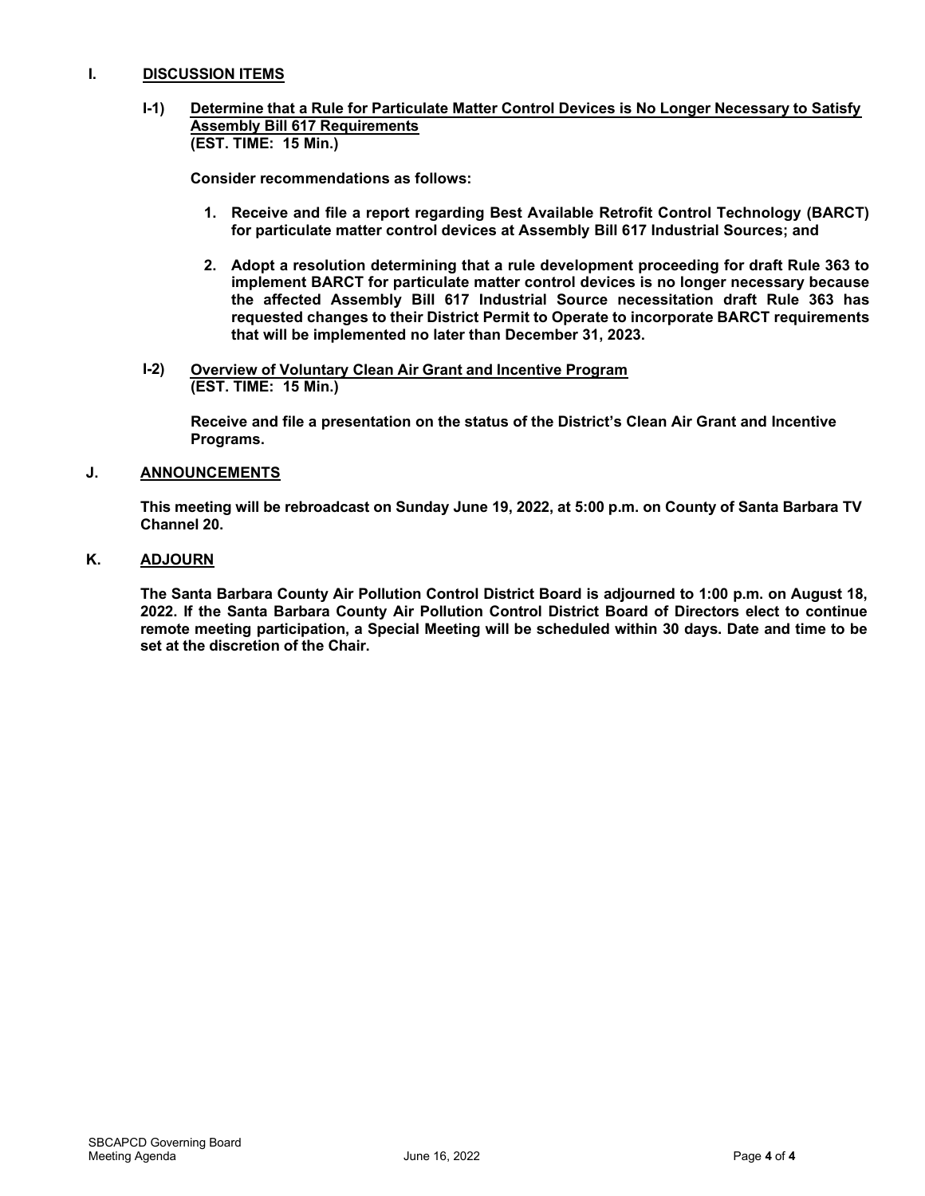## I. DISCUSSION ITEMS

**I-1) Determine that a Rule for Particulate Matter Control Devices is No Longer Necessary to Satisfy Assembly Bill 617 Requirements**
**(EST. TIME: 15 Min.)**

**Consider recommendations as follows:**

1. **Receive and file a report regarding Best Available Retrofit Control Technology (BARCT) for particulate matter control devices at Assembly Bill 617 Industrial Sources; and**

2. **Adopt a resolution determining that a rule development proceeding for draft Rule 363 to implement BARCT for particulate matter control devices is no longer necessary because the affected Assembly Bill 617 Industrial Source necessitation draft Rule 363 has requested changes to their District Permit to Operate to incorporate BARCT requirements that will be implemented no later than December 31, 2023.**

**I-2) Overview of Voluntary Clean Air Grant and Incentive Program**
**(EST. TIME: 15 Min.)**

**Receive and file a presentation on the status of the District's Clean Air Grant and Incentive Programs.**

## J. ANNOUNCEMENTS

**This meeting will be rebroadcast on Sunday June 19, 2022, at 5:00 p.m. on County of Santa Barbara TV Channel 20.**

## K. ADJOURN

**The Santa Barbara County Air Pollution Control District Board is adjourned to 1:00 p.m. on August 18, 2022. If the Santa Barbara County Air Pollution Control District Board of Directors elect to continue remote meeting participation, a Special Meeting will be scheduled within 30 days. Date and time to be set at the discretion of the Chair.**